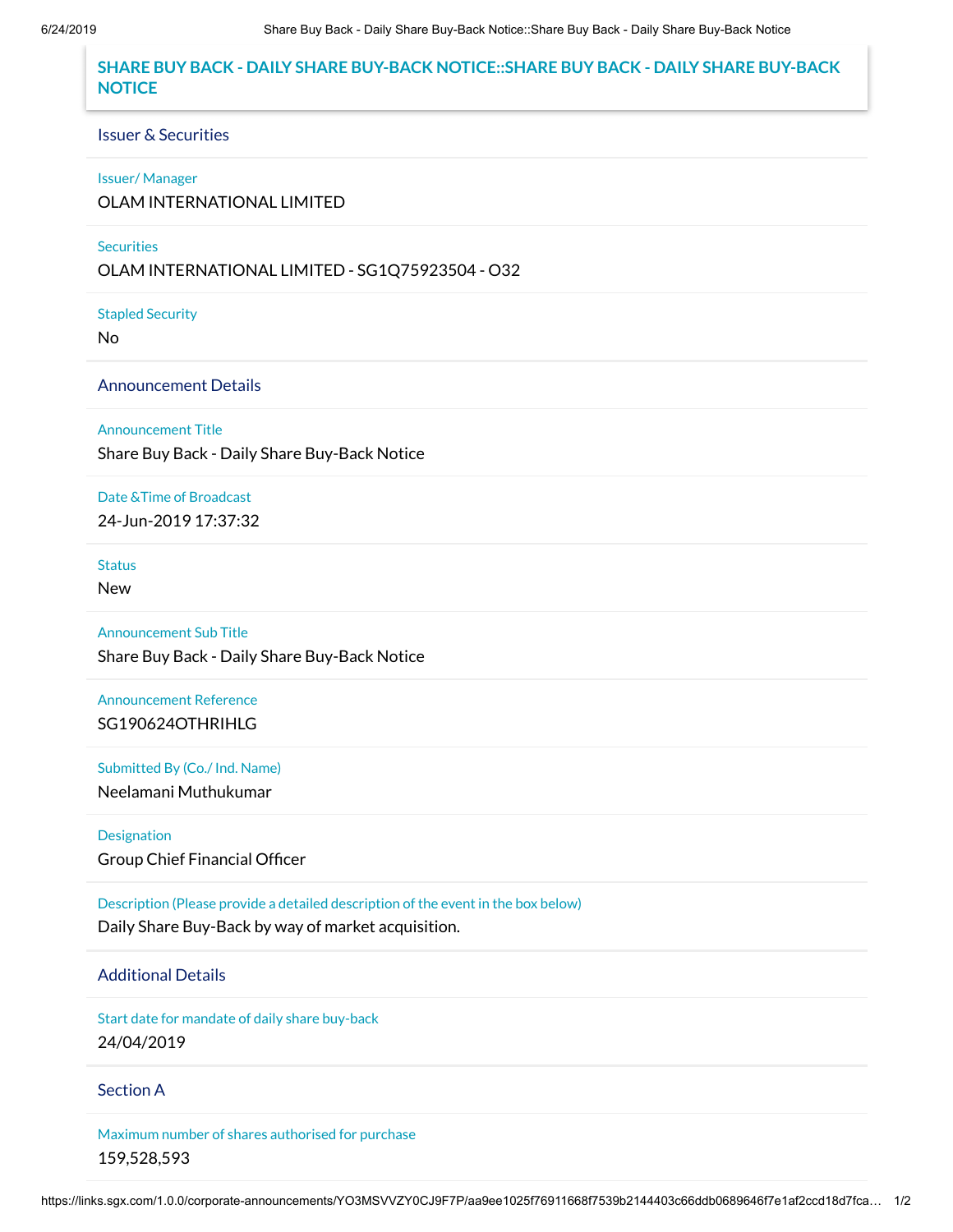# SHARE BUY BACK - DAILY SHARE BUY-BACK NOTICE::SHARE BUY BACK - DAILY SHARE BUY-BACK NOTICE

## Issuer & Securities

**Issuer/ Manager**

OLAM INTERNATIONAL LIMITED

**Securities**

OLAM INTERNATIONAL LIMITED - SG1Q75923504 - O32

**Stapled Security**

No

## Announcement Details

**Announcement Title**

Share Buy Back - Daily Share Buy-Back Notice

**Date &Time of Broadcast**

24-Jun-2019 17:37:32

**Status**

New

**Announcement Sub Title**

Share Buy Back - Daily Share Buy-Back Notice

**Announcement Reference**

SG190624OTHRIHLG

**Submitted By (Co./ Ind. Name)**

Neelamani Muthukumar

**Designation**

Group Chief Financial Officer

**Description (Please provide a detailed description of the event in the box below)**

Daily Share Buy-Back by way of market acquisition.

## Additional Details

**Start date for mandate of daily share buy-back**

24/04/2019

## Section A

**Maximum number of shares authorised for purchase**

159,528,593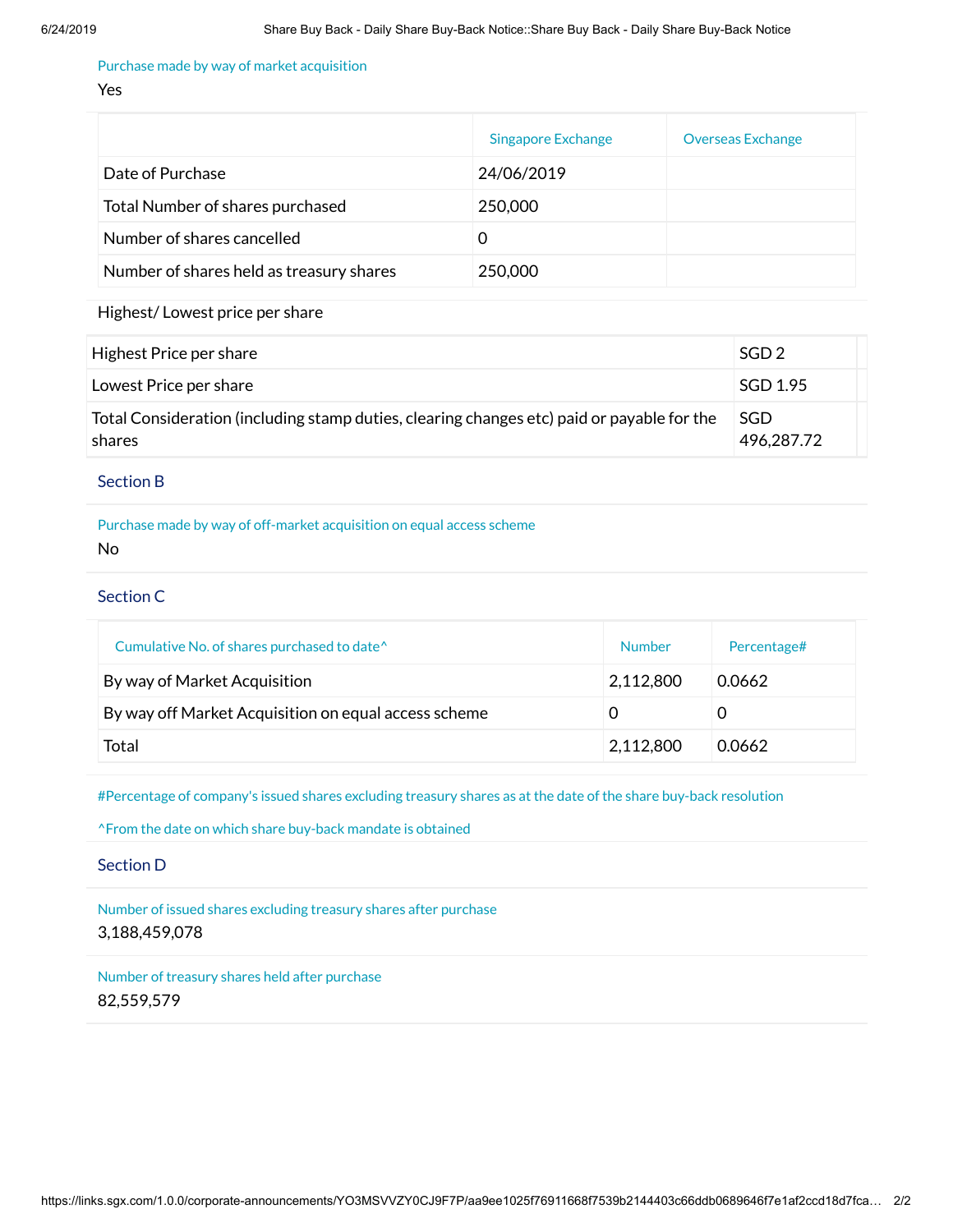Purchase made by way of market acquisition

Yes

| | Singapore Exchange | Overseas Exchange |
| --- | --- | --- |
| Date of Purchase | 24/06/2019 | |
| Total Number of shares purchased | 250,000 | |
| Number of shares cancelled | 0 | |
| Number of shares held as treasury shares | 250,000 | |

Highest/ Lowest price per share

| | |
| --- | --- |
| Highest Price per share | SGD 2 |
| Lowest Price per share | SGD 1.95 |
| Total Consideration (including stamp duties, clearing changes etc) paid or payable for the shares | SGD 496,287.72 |

## Section B

Purchase made by way of off-market acquisition on equal access scheme

No

## Section C

| Cumulative No. of shares purchased to date^ | Number | Percentage# |
| --- | --- | --- |
| By way of Market Acquisition | 2,112,800 | 0.0662 |
| By way off Market Acquisition on equal access scheme | 0 | 0 |
| Total | 2,112,800 | 0.0662 |

#Percentage of company's issued shares excluding treasury shares as at the date of the share buy-back resolution

^From the date on which share buy-back mandate is obtained

## Section D

Number of issued shares excluding treasury shares after purchase

3,188,459,078

Number of treasury shares held after purchase

82,559,579